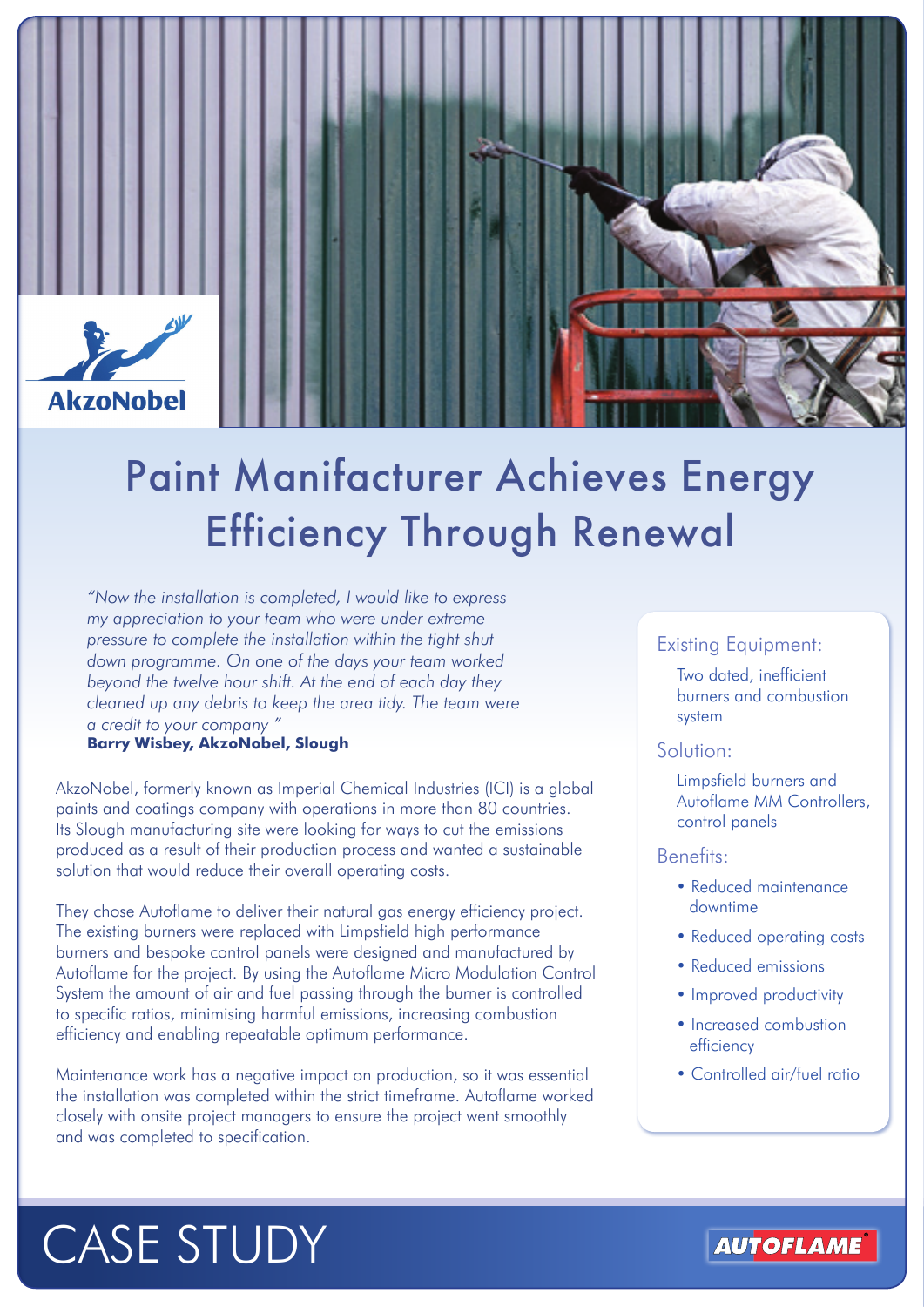AkzoNobel

# Paint Manifacturer Achieves Energy Efficiency Through Renewal

*"Now the installation is completed, I would like to express my appreciation to your team who were under extreme pressure to complete the installation within the tight shut down programme. On one of the days your team worked beyond the twelve hour shift. At the end of each day they cleaned up any debris to keep the area tidy. The team were a credit to your company "*
**Barry Wisbey, AkzoNobel, Slough**

AkzoNobel, formerly known as Imperial Chemical Industries (ICI) is a global paints and coatings company with operations in more than 80 countries. Its Slough manufacturing site were looking for ways to cut the emissions produced as a result of their production process and wanted a sustainable solution that would reduce their overall operating costs.

They chose Autoflame to deliver their natural gas energy efficiency project. The existing burners were replaced with Limpsfield high performance burners and bespoke control panels were designed and manufactured by Autoflame for the project. By using the Autoflame Micro Modulation Control System the amount of air and fuel passing through the burner is controlled to specific ratios, minimising harmful emissions, increasing combustion efficiency and enabling repeatable optimum performance.

Maintenance work has a negative impact on production, so it was essential the installation was completed within the strict timeframe. Autoflame worked closely with onsite project managers to ensure the project went smoothly and was completed to specification.

### Existing Equipment:

Two dated, inefficient burners and combustion system

### Solution:

Limpsfield burners and Autoflame MM Controllers, control panels

### Benefits:

- Reduced maintenance downtime
- Reduced operating costs
- Reduced emissions
- Improved productivity
- Increased combustion efficiency
- Controlled air/fuel ratio

CASE STUDY

AUTOFLAME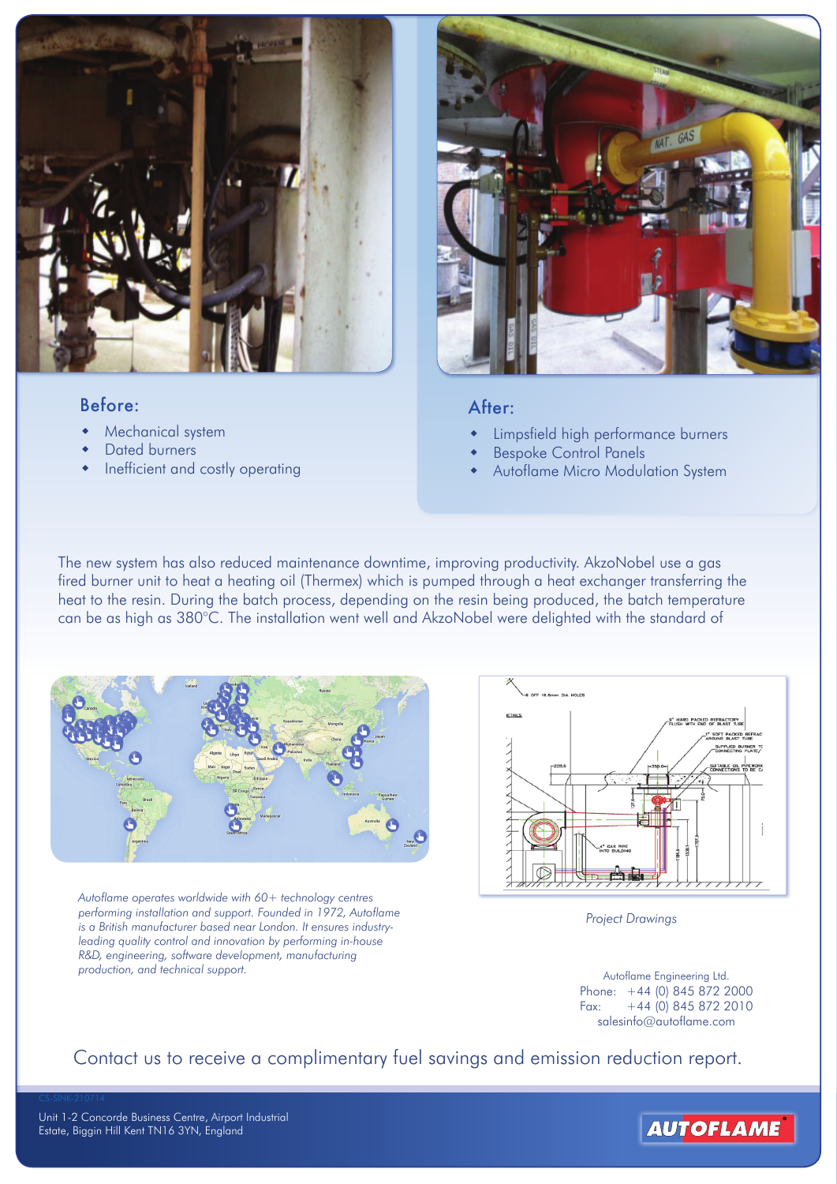## Before:

- Mechanical system
- Dated burners
- Inefficient and costly operating

## After:

- Limpsfield high performance burners
- Bespoke Control Panels
- Autoflame Micro Modulation System

The new system has also reduced maintenance downtime, improving productivity. AkzoNobel use a gas fired burner unit to heat a heating oil (Thermex) which is pumped through a heat exchanger transferring the heat to the resin. During the batch process, depending on the resin being produced, the batch temperature can be as high as 380°C. The installation went well and AkzoNobel were delighted with the standard of

*Autoflame operates worldwide with 60+ technology centres performing installation and support. Founded in 1972, Autoflame is a British manufacturer based near London. It ensures industry-leading quality control and innovation by performing in-house R&D, engineering, software development, manufacturing production, and technical support.*

*Project Drawings*

Autoflame Engineering Ltd.
Phone: +44 (0) 845 872 2000
Fax: +44 (0) 845 872 2010
salesinfo@autoflame.com

Contact us to receive a complimentary fuel savings and emission reduction report.

CS-SINK-210714

Unit 1-2 Concorde Business Centre, Airport Industrial Estate, Biggin Hill Kent TN16 3YN, England

AUTOFLAME